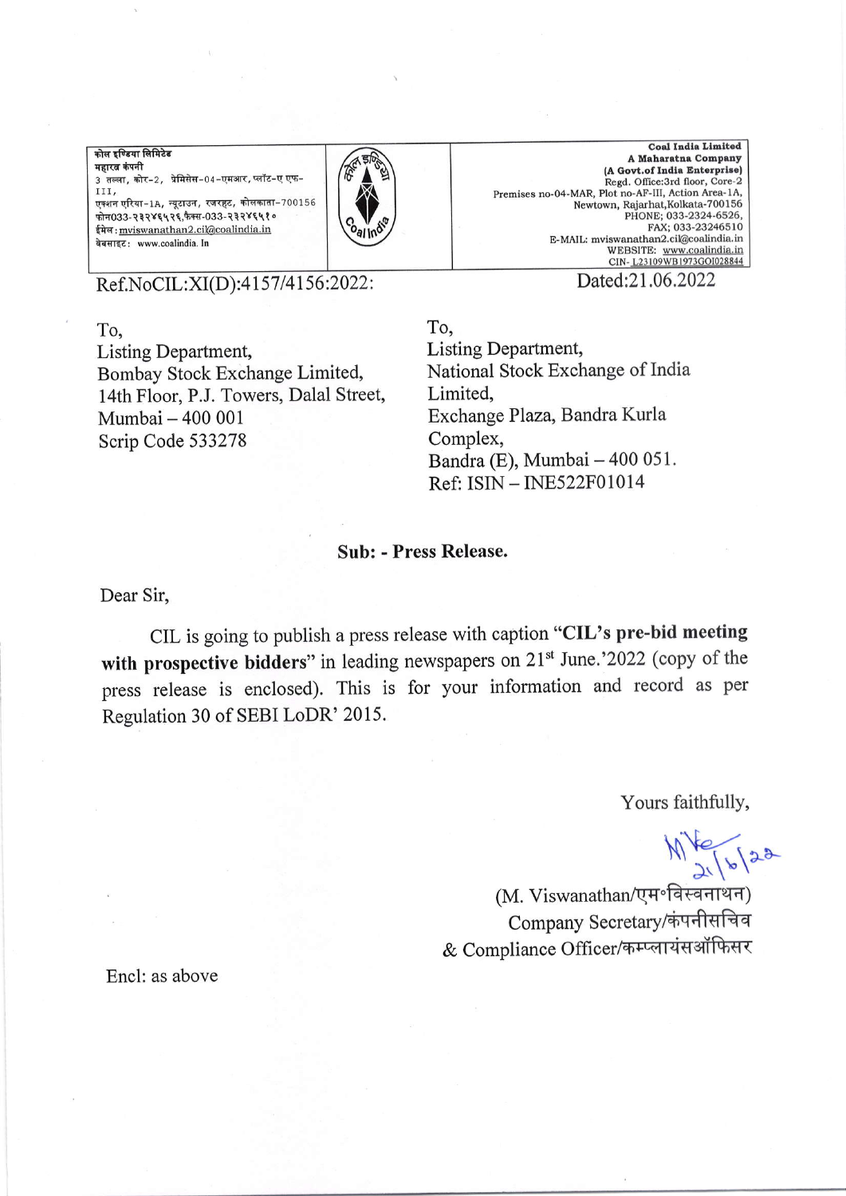कोल इण्डिया लिमिटेड
महारत्न कंपनी
3 तल्ला, कोर-2, प्रेमिसेस-04-एमआर, प्लॉट-ए एफ-III,
एक्शन एरिया-1A, न्यूटाउन, रजरहट, कोलकाता-700156
फोन033-२३२४६५२६,फैक्स-033-२३२४६५१०
ईमेल: mviswanathan2.cil@coalindia.in
वेबसाइट: www.coalindia. In

**Coal India Limited**
**A Maharatna Company**
**(A Govt.of India Enterprise)**
Regd. Office:3rd floor, Core-2
Premises no-04-MAR, Plot no-AF-III, Action Area-1A,
Newtown, Rajarhat,Kolkata-700156
PHONE; 033-2324-6526,
FAX; 033-23246510
E-MAIL: mviswanathan2.cil@coalindia.in
WEBSITE: www.coalindia.in
CIN- L23109WB1973GOI028844

Ref.NoCIL:XI(D):4157/4156:2022:

Dated:21.06.2022

To,
Listing Department,
Bombay Stock Exchange Limited,
14th Floor, P.J. Towers, Dalal Street,
Mumbai – 400 001
Scrip Code 533278

To,
Listing Department,
National Stock Exchange of India Limited,
Exchange Plaza, Bandra Kurla Complex,
Bandra (E), Mumbai – 400 051.
Ref: ISIN – INE522F01014

**Sub: - Press Release.**

Dear Sir,

CIL is going to publish a press release with caption "**CIL's pre-bid meeting with prospective bidders**" in leading newspapers on 21st June.'2022 (copy of the press release is enclosed). This is for your information and record as per Regulation 30 of SEBI LoDR' 2015.

Yours faithfully,

(M. Viswanathan/एम॰विस्वनाथन)
Company Secretary/कंपनीसचिव
& Compliance Officer/कम्प्लायंसऑफिसर

Encl: as above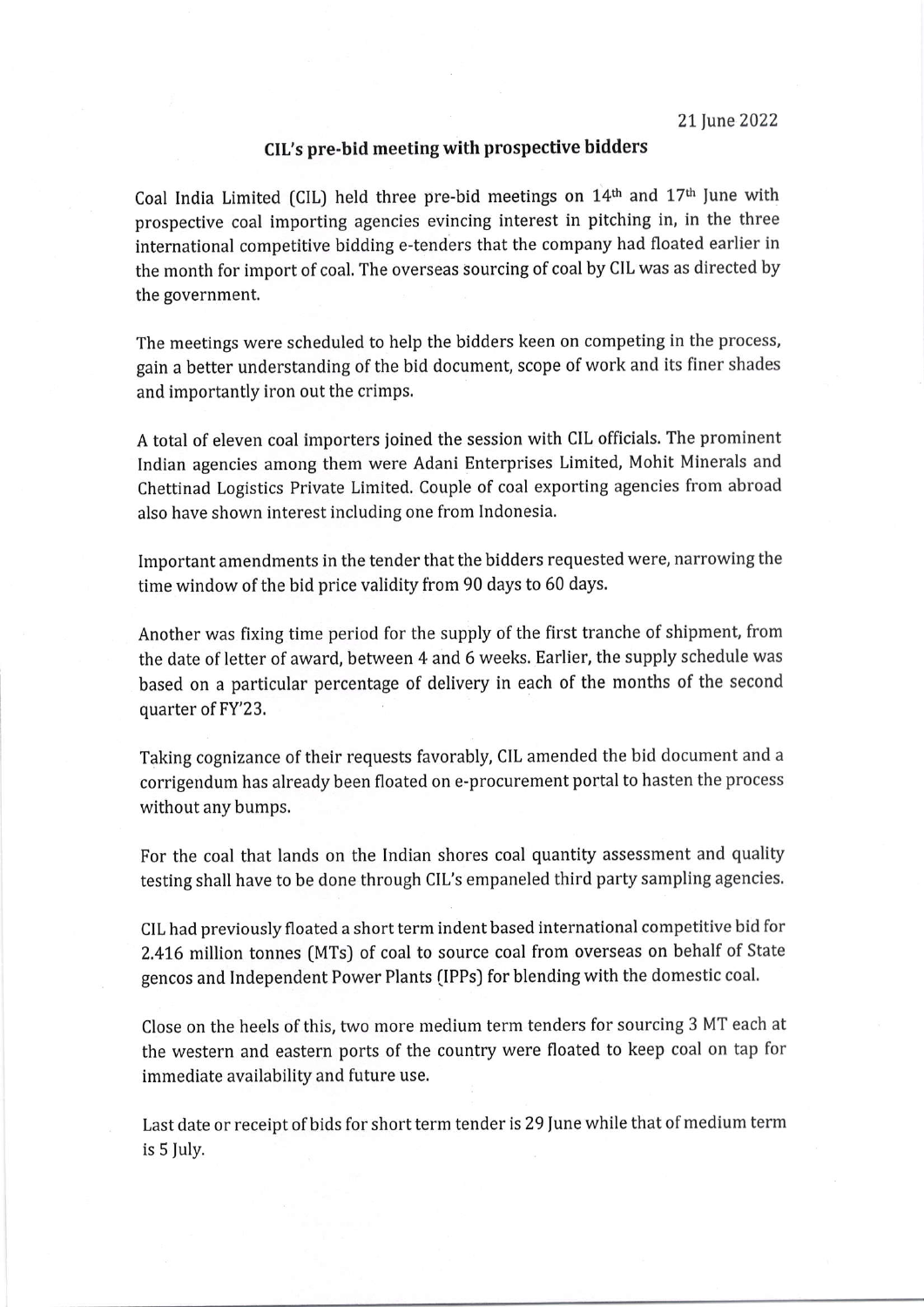21 June 2022

## CIL's pre-bid meeting with prospective bidders

Coal India Limited (CIL) held three pre-bid meetings on 14th and 17th June with prospective coal importing agencies evincing interest in pitching in, in the three international competitive bidding e-tenders that the company had floated earlier in the month for import of coal. The overseas sourcing of coal by CIL was as directed by the government.

The meetings were scheduled to help the bidders keen on competing in the process, gain a better understanding of the bid document, scope of work and its finer shades and importantly iron out the crimps.

A total of eleven coal importers joined the session with CIL officials. The prominent Indian agencies among them were Adani Enterprises Limited, Mohit Minerals and Chettinad Logistics Private Limited. Couple of coal exporting agencies from abroad also have shown interest including one from Indonesia.

Important amendments in the tender that the bidders requested were, narrowing the time window of the bid price validity from 90 days to 60 days.

Another was fixing time period for the supply of the first tranche of shipment, from the date of letter of award, between 4 and 6 weeks. Earlier, the supply schedule was based on a particular percentage of delivery in each of the months of the second quarter of FY'23.

Taking cognizance of their requests favorably, CIL amended the bid document and a corrigendum has already been floated on e-procurement portal to hasten the process without any bumps.

For the coal that lands on the Indian shores coal quantity assessment and quality testing shall have to be done through CIL's empaneled third party sampling agencies.

CIL had previously floated a short term indent based international competitive bid for 2.416 million tonnes (MTs) of coal to source coal from overseas on behalf of State gencos and Independent Power Plants (IPPs) for blending with the domestic coal.

Close on the heels of this, two more medium term tenders for sourcing 3 MT each at the western and eastern ports of the country were floated to keep coal on tap for immediate availability and future use.

Last date or receipt of bids for short term tender is 29 June while that of medium term is 5 July.